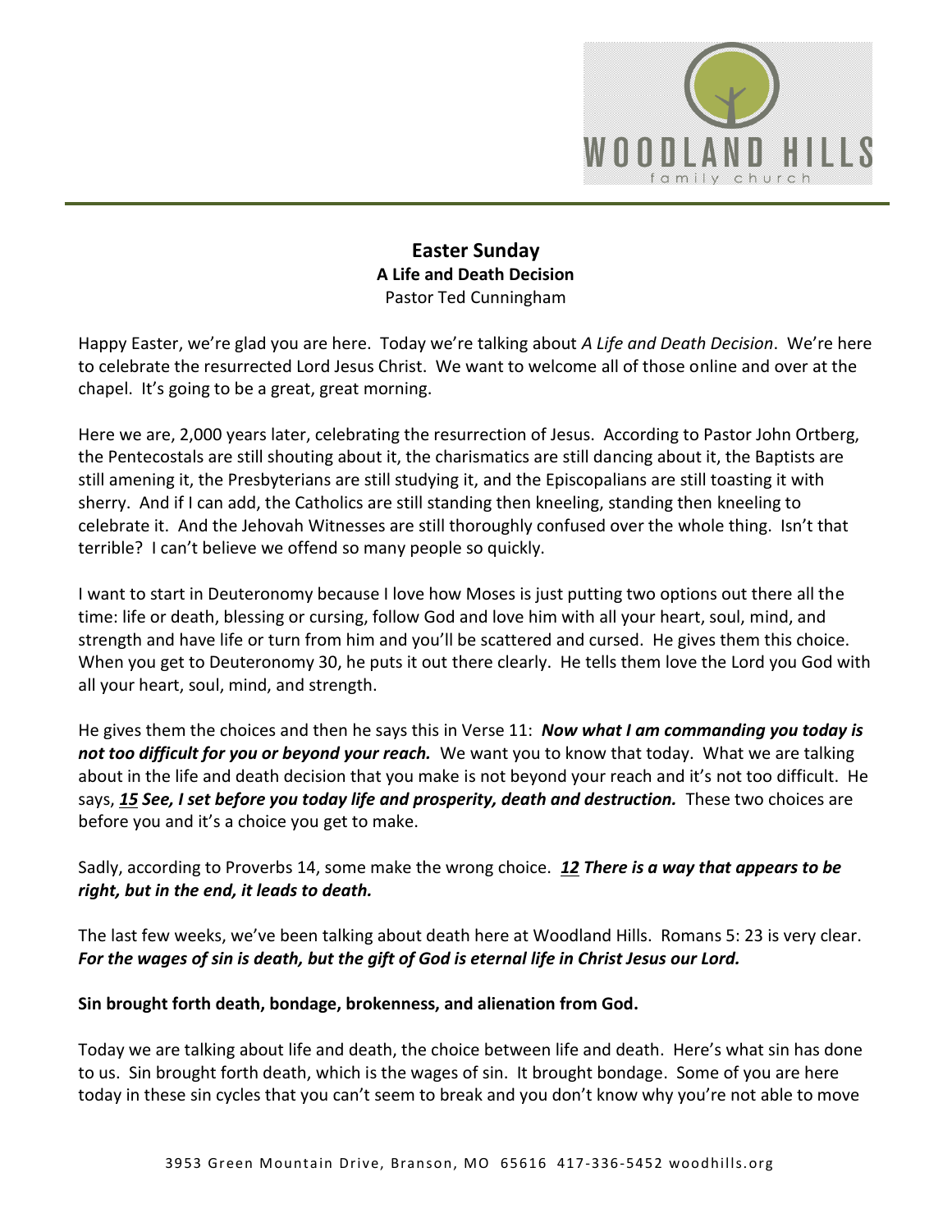# Easter Sunday

## A Life and Death Decision

Pastor Ted Cunningham

Happy Easter, we're glad you are here. Today we're talking about *A Life and Death Decision*. We're here to celebrate the resurrected Lord Jesus Christ. We want to welcome all of those online and over at the chapel. It's going to be a great, great morning.

Here we are, 2,000 years later, celebrating the resurrection of Jesus. According to Pastor John Ortberg, the Pentecostals are still shouting about it, the charismatics are still dancing about it, the Baptists are still amening it, the Presbyterians are still studying it, and the Episcopalians are still toasting it with sherry. And if I can add, the Catholics are still standing then kneeling, standing then kneeling to celebrate it. And the Jehovah Witnesses are still thoroughly confused over the whole thing. Isn't that terrible? I can't believe we offend so many people so quickly.

I want to start in Deuteronomy because I love how Moses is just putting two options out there all the time: life or death, blessing or cursing, follow God and love him with all your heart, soul, mind, and strength and have life or turn from him and you'll be scattered and cursed. He gives them this choice. When you get to Deuteronomy 30, he puts it out there clearly. He tells them love the Lord you God with all your heart, soul, mind, and strength.

He gives them the choices and then he says this in Verse 11: ***Now what I am commanding you today is not too difficult for you or beyond your reach.*** We want you to know that today. What we are talking about in the life and death decision that you make is not beyond your reach and it's not too difficult. He says, ***15 See, I set before you today life and prosperity, death and destruction.*** These two choices are before you and it's a choice you get to make.

Sadly, according to Proverbs 14, some make the wrong choice. ***12 There is a way that appears to be right, but in the end, it leads to death.***

The last few weeks, we've been talking about death here at Woodland Hills. Romans 5: 23 is very clear. ***For the wages of sin is death, but the gift of God is eternal life in Christ Jesus our Lord.***

**Sin brought forth death, bondage, brokenness, and alienation from God.**

Today we are talking about life and death, the choice between life and death. Here's what sin has done to us. Sin brought forth death, which is the wages of sin. It brought bondage. Some of you are here today in these sin cycles that you can't seem to break and you don't know why you're not able to move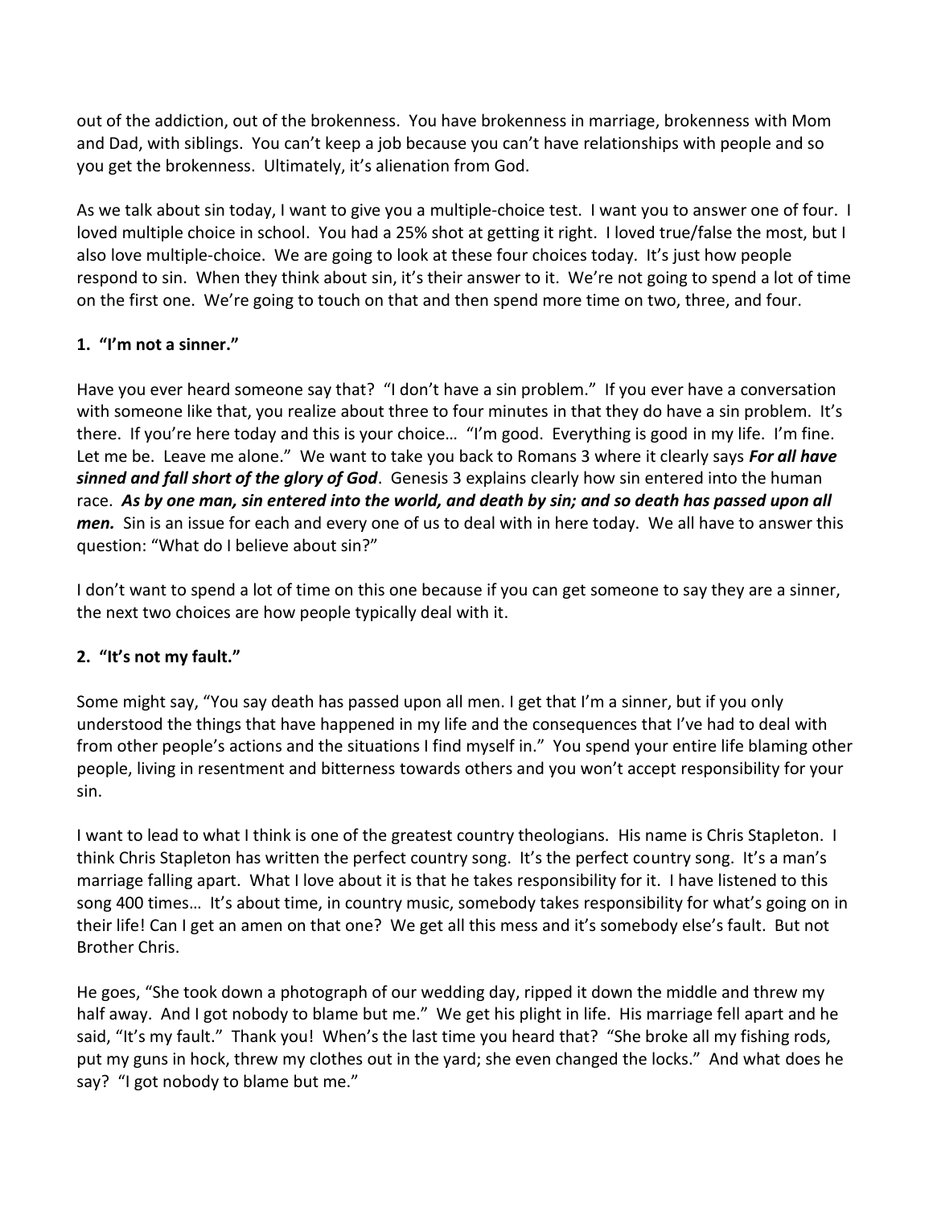out of the addiction, out of the brokenness. You have brokenness in marriage, brokenness with Mom and Dad, with siblings. You can't keep a job because you can't have relationships with people and so you get the brokenness. Ultimately, it's alienation from God.

As we talk about sin today, I want to give you a multiple-choice test. I want you to answer one of four. I loved multiple choice in school. You had a 25% shot at getting it right. I loved true/false the most, but I also love multiple-choice. We are going to look at these four choices today. It's just how people respond to sin. When they think about sin, it's their answer to it. We're not going to spend a lot of time on the first one. We're going to touch on that and then spend more time on two, three, and four.

### 1. "I'm not a sinner."

Have you ever heard someone say that? "I don't have a sin problem." If you ever have a conversation with someone like that, you realize about three to four minutes in that they do have a sin problem. It's there. If you're here today and this is your choice… "I'm good. Everything is good in my life. I'm fine. Let me be. Leave me alone." We want to take you back to Romans 3 where it clearly says ***For all have sinned and fall short of the glory of God***. Genesis 3 explains clearly how sin entered into the human race. ***As by one man, sin entered into the world, and death by sin; and so death has passed upon all men.*** Sin is an issue for each and every one of us to deal with in here today. We all have to answer this question: "What do I believe about sin?"

I don't want to spend a lot of time on this one because if you can get someone to say they are a sinner, the next two choices are how people typically deal with it.

### 2. "It's not my fault."

Some might say, "You say death has passed upon all men. I get that I'm a sinner, but if you only understood the things that have happened in my life and the consequences that I've had to deal with from other people's actions and the situations I find myself in." You spend your entire life blaming other people, living in resentment and bitterness towards others and you won't accept responsibility for your sin.

I want to lead to what I think is one of the greatest country theologians. His name is Chris Stapleton. I think Chris Stapleton has written the perfect country song. It's the perfect country song. It's a man's marriage falling apart. What I love about it is that he takes responsibility for it. I have listened to this song 400 times… It's about time, in country music, somebody takes responsibility for what's going on in their life! Can I get an amen on that one? We get all this mess and it's somebody else's fault. But not Brother Chris.

He goes, "She took down a photograph of our wedding day, ripped it down the middle and threw my half away. And I got nobody to blame but me." We get his plight in life. His marriage fell apart and he said, "It's my fault." Thank you! When's the last time you heard that? "She broke all my fishing rods, put my guns in hock, threw my clothes out in the yard; she even changed the locks." And what does he say? "I got nobody to blame but me."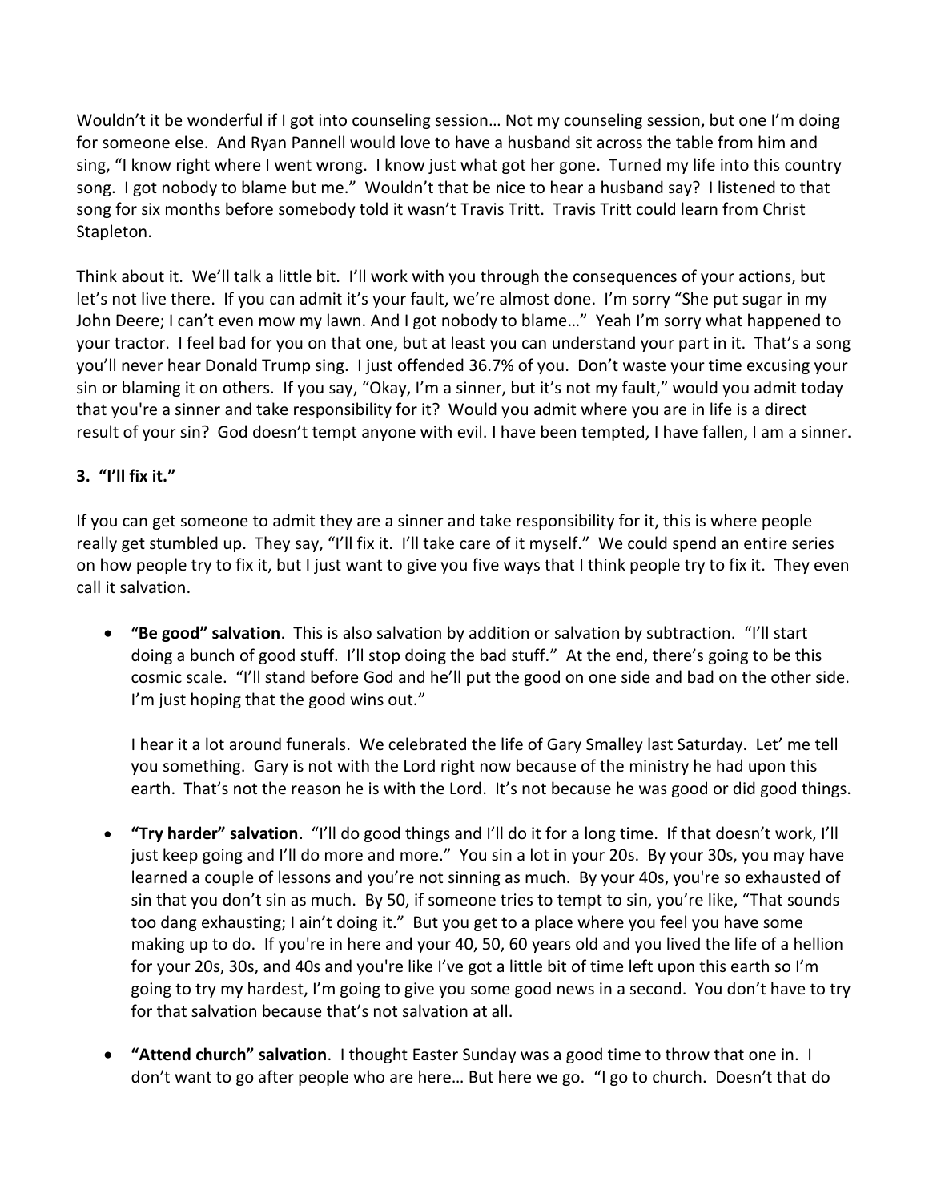Wouldn't it be wonderful if I got into counseling session… Not my counseling session, but one I'm doing for someone else. And Ryan Pannell would love to have a husband sit across the table from him and sing, "I know right where I went wrong. I know just what got her gone. Turned my life into this country song. I got nobody to blame but me." Wouldn't that be nice to hear a husband say? I listened to that song for six months before somebody told it wasn't Travis Tritt. Travis Tritt could learn from Christ Stapleton.

Think about it. We'll talk a little bit. I'll work with you through the consequences of your actions, but let's not live there. If you can admit it's your fault, we're almost done. I'm sorry "She put sugar in my John Deere; I can't even mow my lawn. And I got nobody to blame…" Yeah I'm sorry what happened to your tractor. I feel bad for you on that one, but at least you can understand your part in it. That's a song you'll never hear Donald Trump sing. I just offended 36.7% of you. Don't waste your time excusing your sin or blaming it on others. If you say, "Okay, I'm a sinner, but it's not my fault," would you admit today that you're a sinner and take responsibility for it? Would you admit where you are in life is a direct result of your sin? God doesn't tempt anyone with evil. I have been tempted, I have fallen, I am a sinner.

**3. "I'll fix it."**

If you can get someone to admit they are a sinner and take responsibility for it, this is where people really get stumbled up. They say, "I'll fix it. I'll take care of it myself." We could spend an entire series on how people try to fix it, but I just want to give you five ways that I think people try to fix it. They even call it salvation.

- **"Be good" salvation**. This is also salvation by addition or salvation by subtraction. "I'll start doing a bunch of good stuff. I'll stop doing the bad stuff." At the end, there's going to be this cosmic scale. "I'll stand before God and he'll put the good on one side and bad on the other side. I'm just hoping that the good wins out."

  I hear it a lot around funerals. We celebrated the life of Gary Smalley last Saturday. Let' me tell you something. Gary is not with the Lord right now because of the ministry he had upon this earth. That's not the reason he is with the Lord. It's not because he was good or did good things.

- **"Try harder" salvation**. "I'll do good things and I'll do it for a long time. If that doesn't work, I'll just keep going and I'll do more and more." You sin a lot in your 20s. By your 30s, you may have learned a couple of lessons and you're not sinning as much. By your 40s, you're so exhausted of sin that you don't sin as much. By 50, if someone tries to tempt to sin, you're like, "That sounds too dang exhausting; I ain't doing it." But you get to a place where you feel you have some making up to do. If you're in here and your 40, 50, 60 years old and you lived the life of a hellion for your 20s, 30s, and 40s and you're like I've got a little bit of time left upon this earth so I'm going to try my hardest, I'm going to give you some good news in a second. You don't have to try for that salvation because that's not salvation at all.

- **"Attend church" salvation**. I thought Easter Sunday was a good time to throw that one in. I don't want to go after people who are here… But here we go. "I go to church. Doesn't that do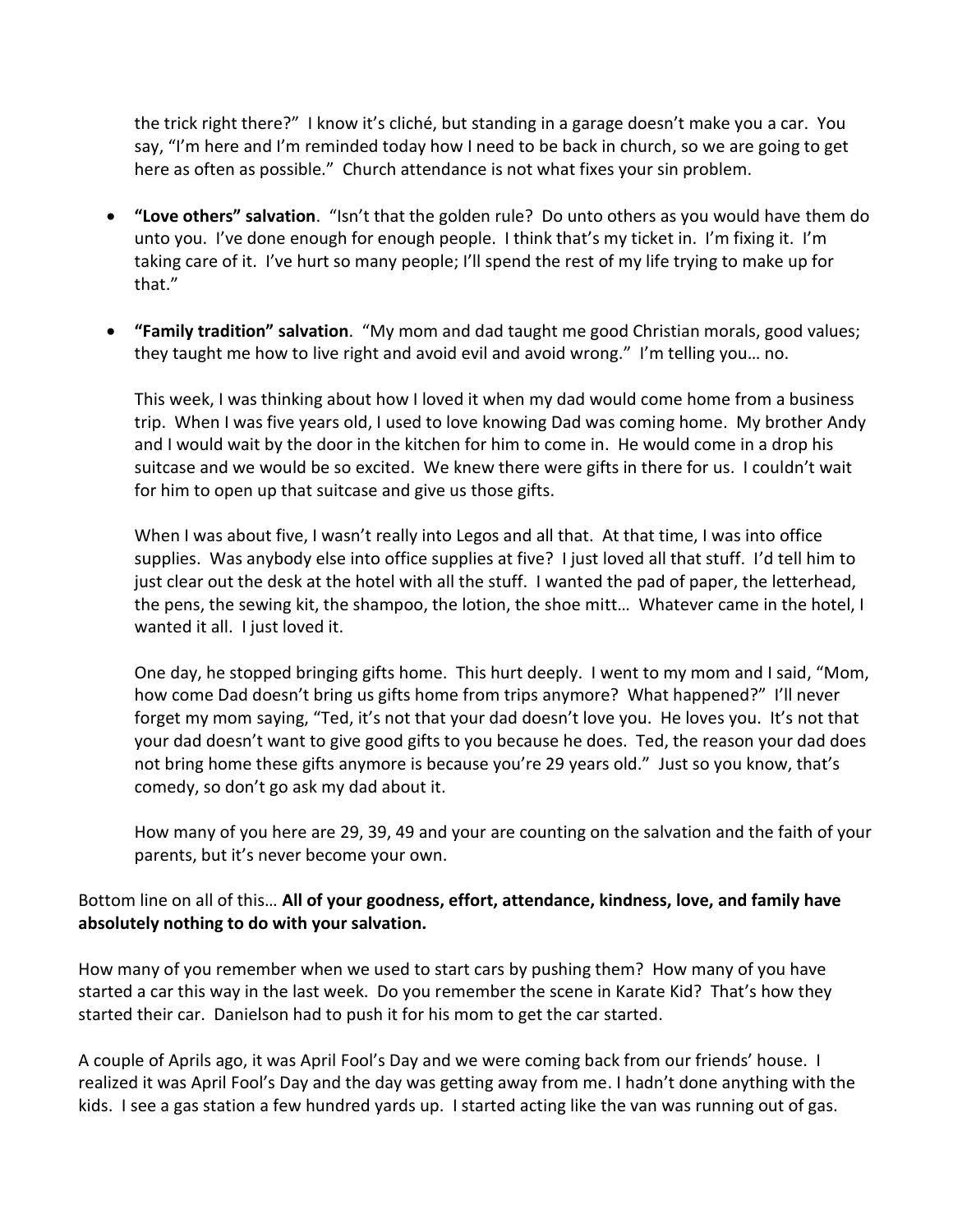the trick right there?" I know it's cliché, but standing in a garage doesn't make you a car. You say, "I'm here and I'm reminded today how I need to be back in church, so we are going to get here as often as possible." Church attendance is not what fixes your sin problem.

- **"Love others" salvation**. "Isn't that the golden rule? Do unto others as you would have them do unto you. I've done enough for enough people. I think that's my ticket in. I'm fixing it. I'm taking care of it. I've hurt so many people; I'll spend the rest of my life trying to make up for that."

- **"Family tradition" salvation**. "My mom and dad taught me good Christian morals, good values; they taught me how to live right and avoid evil and avoid wrong." I'm telling you… no.

  This week, I was thinking about how I loved it when my dad would come home from a business trip. When I was five years old, I used to love knowing Dad was coming home. My brother Andy and I would wait by the door in the kitchen for him to come in. He would come in a drop his suitcase and we would be so excited. We knew there were gifts in there for us. I couldn't wait for him to open up that suitcase and give us those gifts.

  When I was about five, I wasn't really into Legos and all that. At that time, I was into office supplies. Was anybody else into office supplies at five? I just loved all that stuff. I'd tell him to just clear out the desk at the hotel with all the stuff. I wanted the pad of paper, the letterhead, the pens, the sewing kit, the shampoo, the lotion, the shoe mitt… Whatever came in the hotel, I wanted it all. I just loved it.

  One day, he stopped bringing gifts home. This hurt deeply. I went to my mom and I said, "Mom, how come Dad doesn't bring us gifts home from trips anymore? What happened?" I'll never forget my mom saying, "Ted, it's not that your dad doesn't love you. He loves you. It's not that your dad doesn't want to give good gifts to you because he does. Ted, the reason your dad does not bring home these gifts anymore is because you're 29 years old." Just so you know, that's comedy, so don't go ask my dad about it.

  How many of you here are 29, 39, 49 and your are counting on the salvation and the faith of your parents, but it's never become your own.

Bottom line on all of this… **All of your goodness, effort, attendance, kindness, love, and family have absolutely nothing to do with your salvation.**

How many of you remember when we used to start cars by pushing them? How many of you have started a car this way in the last week. Do you remember the scene in Karate Kid? That's how they started their car. Danielson had to push it for his mom to get the car started.

A couple of Aprils ago, it was April Fool's Day and we were coming back from our friends' house. I realized it was April Fool's Day and the day was getting away from me. I hadn't done anything with the kids. I see a gas station a few hundred yards up. I started acting like the van was running out of gas.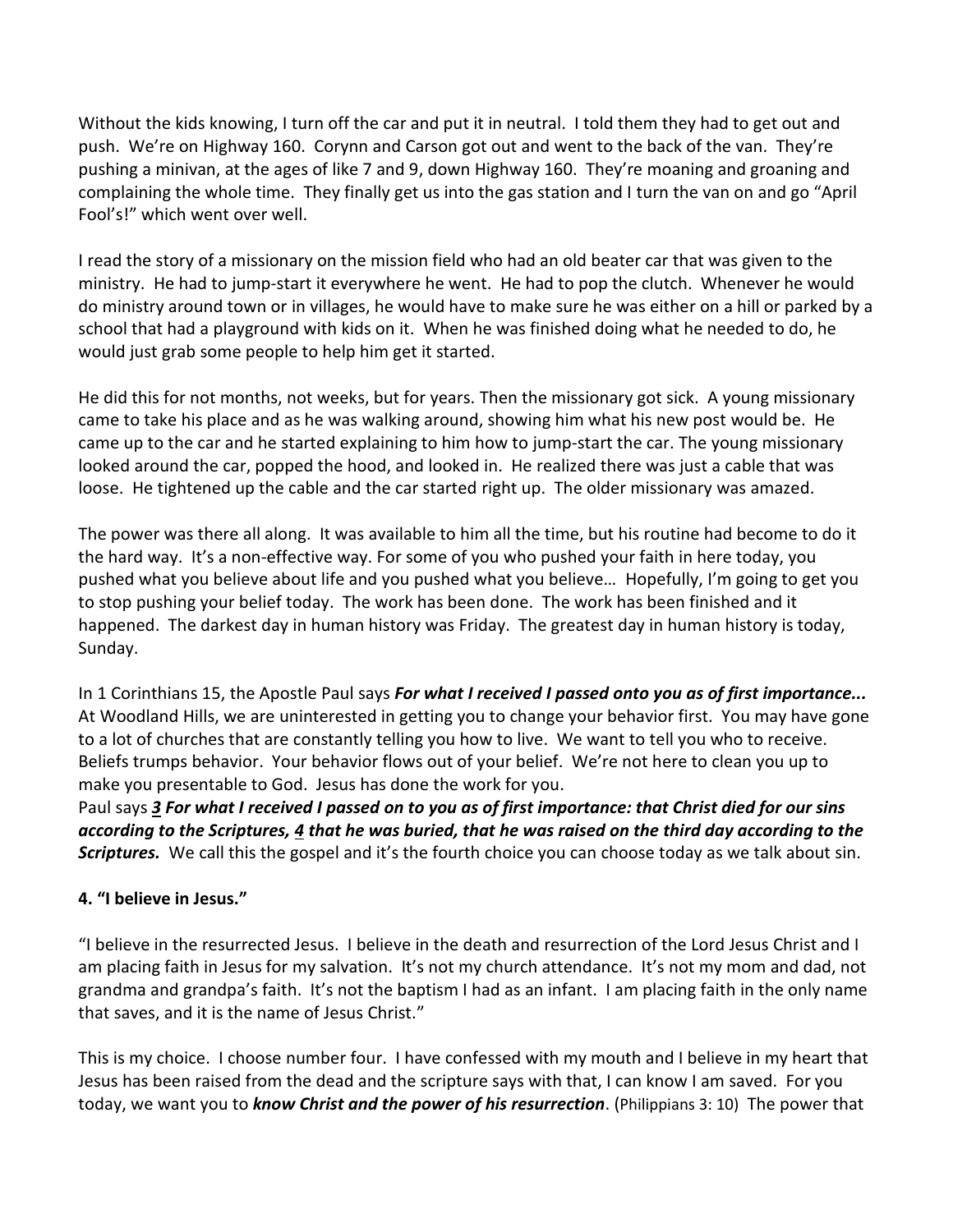Without the kids knowing, I turn off the car and put it in neutral. I told them they had to get out and push. We're on Highway 160. Corynn and Carson got out and went to the back of the van. They're pushing a minivan, at the ages of like 7 and 9, down Highway 160. They're moaning and groaning and complaining the whole time. They finally get us into the gas station and I turn the van on and go "April Fool's!" which went over well.

I read the story of a missionary on the mission field who had an old beater car that was given to the ministry. He had to jump-start it everywhere he went. He had to pop the clutch. Whenever he would do ministry around town or in villages, he would have to make sure he was either on a hill or parked by a school that had a playground with kids on it. When he was finished doing what he needed to do, he would just grab some people to help him get it started.

He did this for not months, not weeks, but for years. Then the missionary got sick. A young missionary came to take his place and as he was walking around, showing him what his new post would be. He came up to the car and he started explaining to him how to jump-start the car. The young missionary looked around the car, popped the hood, and looked in. He realized there was just a cable that was loose. He tightened up the cable and the car started right up. The older missionary was amazed.

The power was there all along. It was available to him all the time, but his routine had become to do it the hard way. It's a non-effective way. For some of you who pushed your faith in here today, you pushed what you believe about life and you pushed what you believe… Hopefully, I'm going to get you to stop pushing your belief today. The work has been done. The work has been finished and it happened. The darkest day in human history was Friday. The greatest day in human history is today, Sunday.

In 1 Corinthians 15, the Apostle Paul says ***For what I received I passed onto you as of first importance...*** At Woodland Hills, we are uninterested in getting you to change your behavior first. You may have gone to a lot of churches that are constantly telling you how to live. We want to tell you who to receive. Beliefs trumps behavior. Your behavior flows out of your belief. We're not here to clean you up to make you presentable to God. Jesus has done the work for you.
Paul says ***3 For what I received I passed on to you as of first importance: that Christ died for our sins according to the Scriptures, 4 that he was buried, that he was raised on the third day according to the Scriptures.*** We call this the gospel and it's the fourth choice you can choose today as we talk about sin.

**4. "I believe in Jesus."**

"I believe in the resurrected Jesus. I believe in the death and resurrection of the Lord Jesus Christ and I am placing faith in Jesus for my salvation. It's not my church attendance. It's not my mom and dad, not grandma and grandpa's faith. It's not the baptism I had as an infant. I am placing faith in the only name that saves, and it is the name of Jesus Christ."

This is my choice. I choose number four. I have confessed with my mouth and I believe in my heart that Jesus has been raised from the dead and the scripture says with that, I can know I am saved. For you today, we want you to ***know Christ and the power of his resurrection***. (Philippians 3: 10) The power that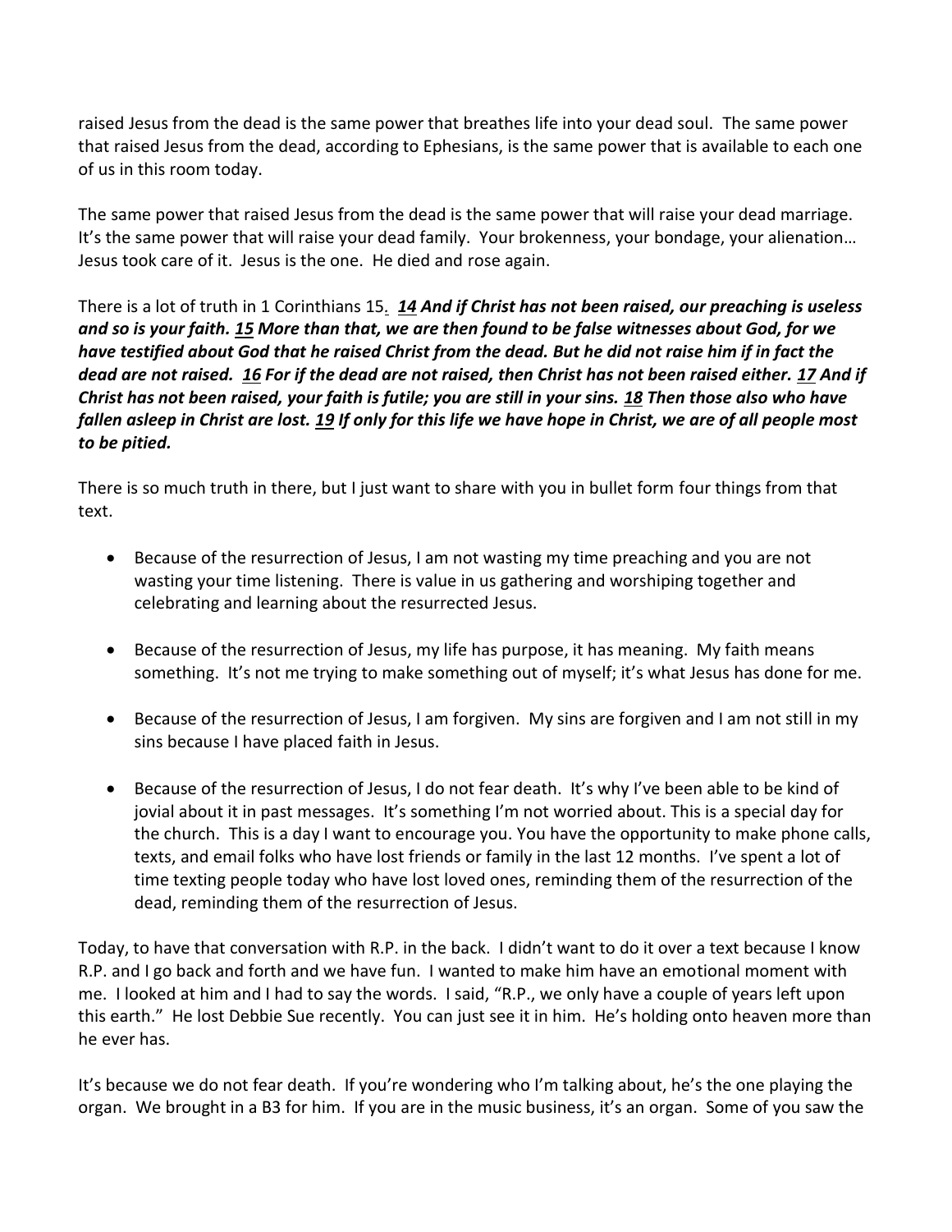raised Jesus from the dead is the same power that breathes life into your dead soul. The same power that raised Jesus from the dead, according to Ephesians, is the same power that is available to each one of us in this room today.

The same power that raised Jesus from the dead is the same power that will raise your dead marriage. It's the same power that will raise your dead family. Your brokenness, your bondage, your alienation… Jesus took care of it. Jesus is the one. He died and rose again.

There is a lot of truth in 1 Corinthians 15. ***14** And if Christ has not been raised, our preaching is useless and so is your faith. **15** More than that, we are then found to be false witnesses about God, for we have testified about God that he raised Christ from the dead. But he did not raise him if in fact the dead are not raised. **16** For if the dead are not raised, then Christ has not been raised either. **17** And if Christ has not been raised, your faith is futile; you are still in your sins. **18** Then those also who have fallen asleep in Christ are lost. **19** If only for this life we have hope in Christ, we are of all people most to be pitied.*

There is so much truth in there, but I just want to share with you in bullet form four things from that text.

- Because of the resurrection of Jesus, I am not wasting my time preaching and you are not wasting your time listening. There is value in us gathering and worshiping together and celebrating and learning about the resurrected Jesus.

- Because of the resurrection of Jesus, my life has purpose, it has meaning. My faith means something. It's not me trying to make something out of myself; it's what Jesus has done for me.

- Because of the resurrection of Jesus, I am forgiven. My sins are forgiven and I am not still in my sins because I have placed faith in Jesus.

- Because of the resurrection of Jesus, I do not fear death. It's why I've been able to be kind of jovial about it in past messages. It's something I'm not worried about. This is a special day for the church. This is a day I want to encourage you. You have the opportunity to make phone calls, texts, and email folks who have lost friends or family in the last 12 months. I've spent a lot of time texting people today who have lost loved ones, reminding them of the resurrection of the dead, reminding them of the resurrection of Jesus.

Today, to have that conversation with R.P. in the back. I didn't want to do it over a text because I know R.P. and I go back and forth and we have fun. I wanted to make him have an emotional moment with me. I looked at him and I had to say the words. I said, "R.P., we only have a couple of years left upon this earth." He lost Debbie Sue recently. You can just see it in him. He's holding onto heaven more than he ever has.

It's because we do not fear death. If you're wondering who I'm talking about, he's the one playing the organ. We brought in a B3 for him. If you are in the music business, it's an organ. Some of you saw the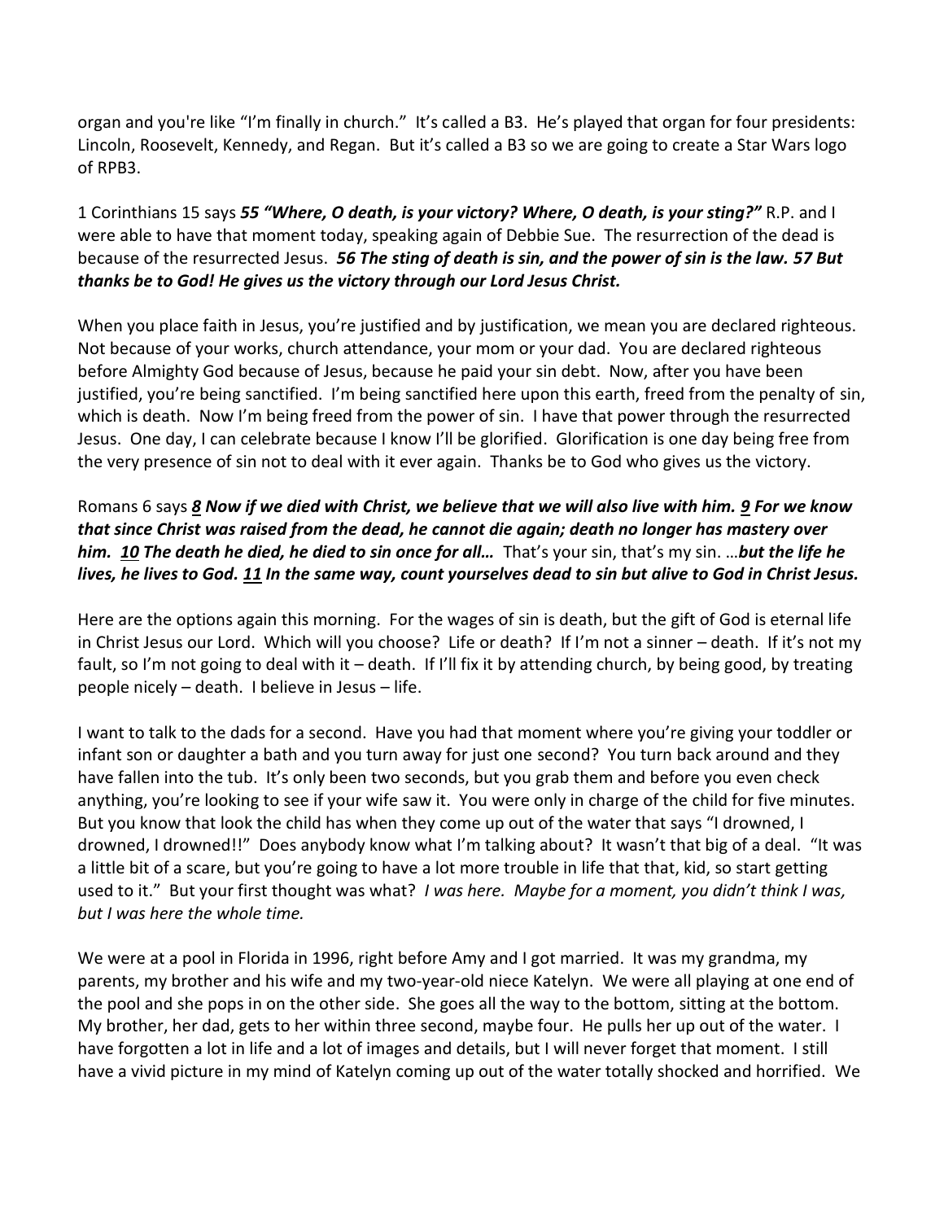organ and you're like "I'm finally in church." It's called a B3. He's played that organ for four presidents: Lincoln, Roosevelt, Kennedy, and Regan. But it's called a B3 so we are going to create a Star Wars logo of RPB3.

1 Corinthians 15 says ***55 "Where, O death, is your victory? Where, O death, is your sting?"*** R.P. and I were able to have that moment today, speaking again of Debbie Sue. The resurrection of the dead is because of the resurrected Jesus. ***56 The sting of death is sin, and the power of sin is the law. 57 But thanks be to God! He gives us the victory through our Lord Jesus Christ.***

When you place faith in Jesus, you're justified and by justification, we mean you are declared righteous. Not because of your works, church attendance, your mom or your dad. You are declared righteous before Almighty God because of Jesus, because he paid your sin debt. Now, after you have been justified, you're being sanctified. I'm being sanctified here upon this earth, freed from the penalty of sin, which is death. Now I'm being freed from the power of sin. I have that power through the resurrected Jesus. One day, I can celebrate because I know I'll be glorified. Glorification is one day being free from the very presence of sin not to deal with it ever again. Thanks be to God who gives us the victory.

Romans 6 says ***8 Now if we died with Christ, we believe that we will also live with him. 9 For we know that since Christ was raised from the dead, he cannot die again; death no longer has mastery over him. 10 The death he died, he died to sin once for all…*** That's your sin, that's my sin. …***but the life he lives, he lives to God. 11 In the same way, count yourselves dead to sin but alive to God in Christ Jesus.***

Here are the options again this morning. For the wages of sin is death, but the gift of God is eternal life in Christ Jesus our Lord. Which will you choose? Life or death? If I'm not a sinner – death. If it's not my fault, so I'm not going to deal with it – death. If I'll fix it by attending church, by being good, by treating people nicely – death. I believe in Jesus – life.

I want to talk to the dads for a second. Have you had that moment where you're giving your toddler or infant son or daughter a bath and you turn away for just one second? You turn back around and they have fallen into the tub. It's only been two seconds, but you grab them and before you even check anything, you're looking to see if your wife saw it. You were only in charge of the child for five minutes. But you know that look the child has when they come up out of the water that says "I drowned, I drowned, I drowned!!" Does anybody know what I'm talking about? It wasn't that big of a deal. "It was a little bit of a scare, but you're going to have a lot more trouble in life that that, kid, so start getting used to it." But your first thought was what? *I was here. Maybe for a moment, you didn't think I was, but I was here the whole time.*

We were at a pool in Florida in 1996, right before Amy and I got married. It was my grandma, my parents, my brother and his wife and my two-year-old niece Katelyn. We were all playing at one end of the pool and she pops in on the other side. She goes all the way to the bottom, sitting at the bottom. My brother, her dad, gets to her within three second, maybe four. He pulls her up out of the water. I have forgotten a lot in life and a lot of images and details, but I will never forget that moment. I still have a vivid picture in my mind of Katelyn coming up out of the water totally shocked and horrified. We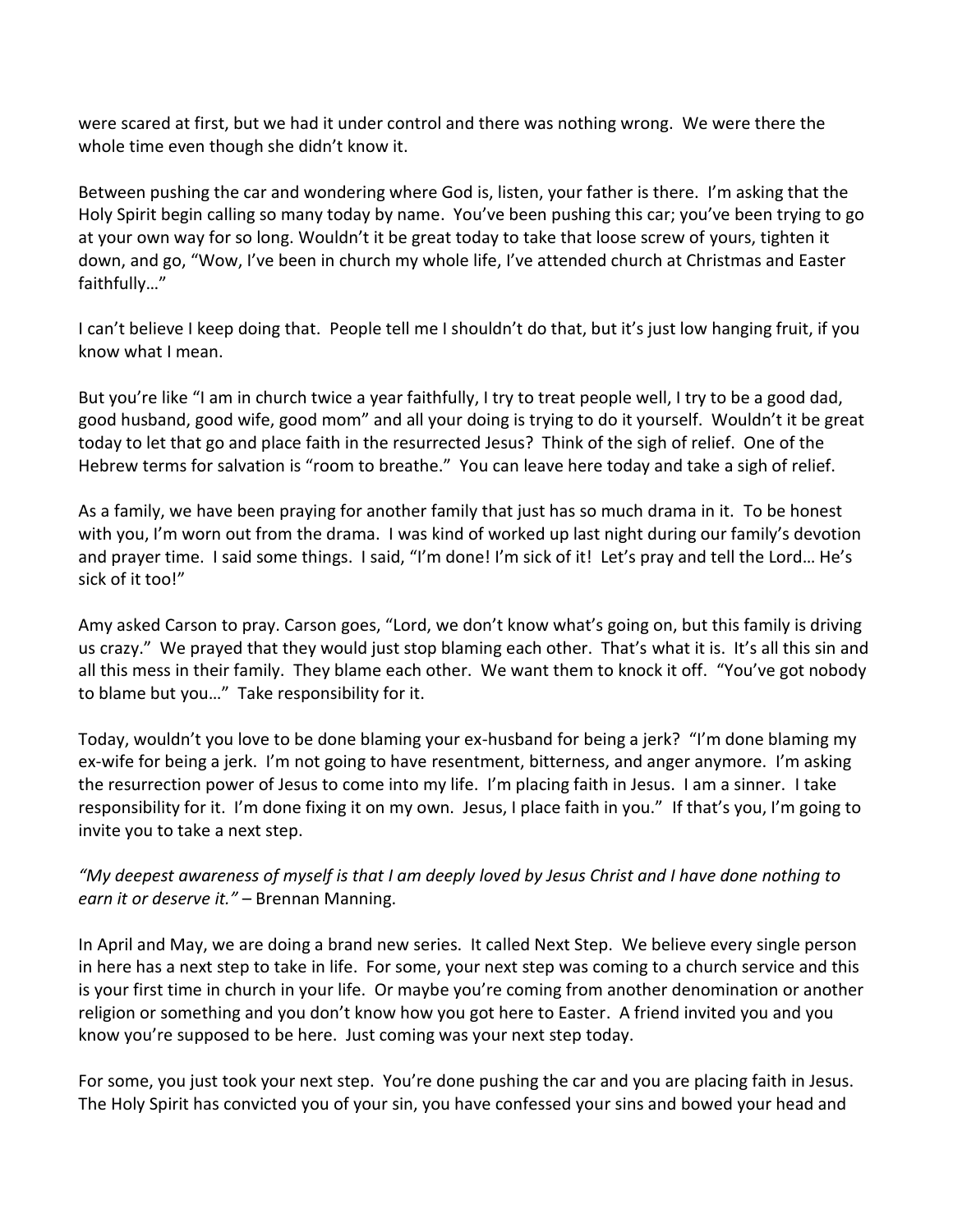were scared at first, but we had it under control and there was nothing wrong. We were there the whole time even though she didn't know it.

Between pushing the car and wondering where God is, listen, your father is there. I'm asking that the Holy Spirit begin calling so many today by name. You've been pushing this car; you've been trying to go at your own way for so long. Wouldn't it be great today to take that loose screw of yours, tighten it down, and go, "Wow, I've been in church my whole life, I've attended church at Christmas and Easter faithfully…"

I can't believe I keep doing that. People tell me I shouldn't do that, but it's just low hanging fruit, if you know what I mean.

But you're like "I am in church twice a year faithfully, I try to treat people well, I try to be a good dad, good husband, good wife, good mom" and all your doing is trying to do it yourself. Wouldn't it be great today to let that go and place faith in the resurrected Jesus? Think of the sigh of relief. One of the Hebrew terms for salvation is "room to breathe." You can leave here today and take a sigh of relief.

As a family, we have been praying for another family that just has so much drama in it. To be honest with you, I'm worn out from the drama. I was kind of worked up last night during our family's devotion and prayer time. I said some things. I said, "I'm done! I'm sick of it! Let's pray and tell the Lord… He's sick of it too!"

Amy asked Carson to pray. Carson goes, "Lord, we don't know what's going on, but this family is driving us crazy." We prayed that they would just stop blaming each other. That's what it is. It's all this sin and all this mess in their family. They blame each other. We want them to knock it off. "You've got nobody to blame but you…" Take responsibility for it.

Today, wouldn't you love to be done blaming your ex-husband for being a jerk? "I'm done blaming my ex-wife for being a jerk. I'm not going to have resentment, bitterness, and anger anymore. I'm asking the resurrection power of Jesus to come into my life. I'm placing faith in Jesus. I am a sinner. I take responsibility for it. I'm done fixing it on my own. Jesus, I place faith in you." If that's you, I'm going to invite you to take a next step.

*"My deepest awareness of myself is that I am deeply loved by Jesus Christ and I have done nothing to earn it or deserve it."* – Brennan Manning.

In April and May, we are doing a brand new series. It called Next Step. We believe every single person in here has a next step to take in life. For some, your next step was coming to a church service and this is your first time in church in your life. Or maybe you're coming from another denomination or another religion or something and you don't know how you got here to Easter. A friend invited you and you know you're supposed to be here. Just coming was your next step today.

For some, you just took your next step. You're done pushing the car and you are placing faith in Jesus. The Holy Spirit has convicted you of your sin, you have confessed your sins and bowed your head and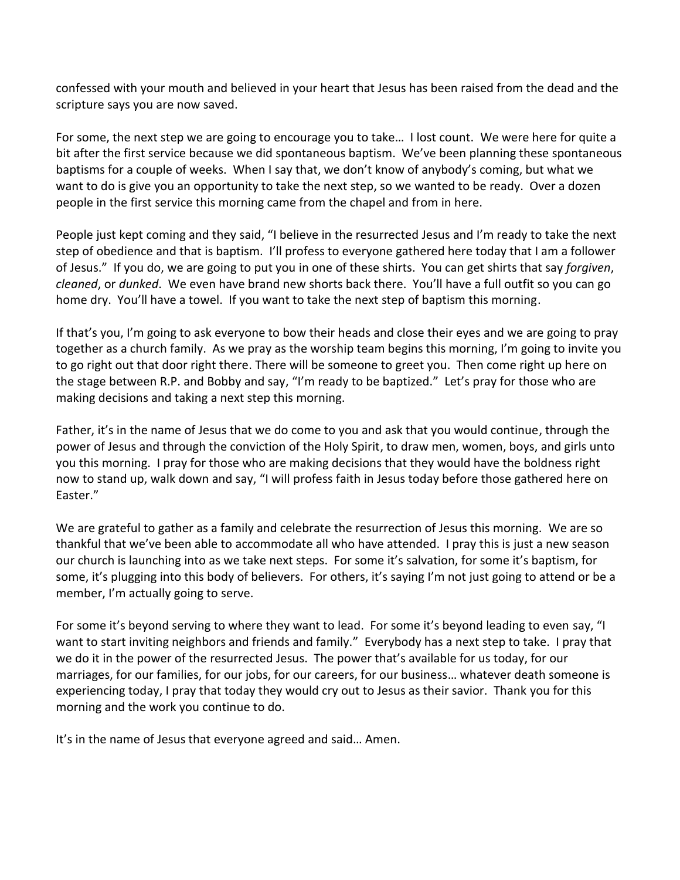confessed with your mouth and believed in your heart that Jesus has been raised from the dead and the scripture says you are now saved.

For some, the next step we are going to encourage you to take… I lost count. We were here for quite a bit after the first service because we did spontaneous baptism. We've been planning these spontaneous baptisms for a couple of weeks. When I say that, we don't know of anybody's coming, but what we want to do is give you an opportunity to take the next step, so we wanted to be ready. Over a dozen people in the first service this morning came from the chapel and from in here.

People just kept coming and they said, "I believe in the resurrected Jesus and I'm ready to take the next step of obedience and that is baptism. I'll profess to everyone gathered here today that I am a follower of Jesus." If you do, we are going to put you in one of these shirts. You can get shirts that say *forgiven*, *cleaned*, or *dunked*. We even have brand new shorts back there. You'll have a full outfit so you can go home dry. You'll have a towel. If you want to take the next step of baptism this morning.

If that's you, I'm going to ask everyone to bow their heads and close their eyes and we are going to pray together as a church family. As we pray as the worship team begins this morning, I'm going to invite you to go right out that door right there. There will be someone to greet you. Then come right up here on the stage between R.P. and Bobby and say, "I'm ready to be baptized." Let's pray for those who are making decisions and taking a next step this morning.

Father, it's in the name of Jesus that we do come to you and ask that you would continue, through the power of Jesus and through the conviction of the Holy Spirit, to draw men, women, boys, and girls unto you this morning. I pray for those who are making decisions that they would have the boldness right now to stand up, walk down and say, "I will profess faith in Jesus today before those gathered here on Easter."

We are grateful to gather as a family and celebrate the resurrection of Jesus this morning. We are so thankful that we've been able to accommodate all who have attended. I pray this is just a new season our church is launching into as we take next steps. For some it's salvation, for some it's baptism, for some, it's plugging into this body of believers. For others, it's saying I'm not just going to attend or be a member, I'm actually going to serve.

For some it's beyond serving to where they want to lead. For some it's beyond leading to even say, "I want to start inviting neighbors and friends and family." Everybody has a next step to take. I pray that we do it in the power of the resurrected Jesus. The power that's available for us today, for our marriages, for our families, for our jobs, for our careers, for our business… whatever death someone is experiencing today, I pray that today they would cry out to Jesus as their savior. Thank you for this morning and the work you continue to do.

It's in the name of Jesus that everyone agreed and said… Amen.